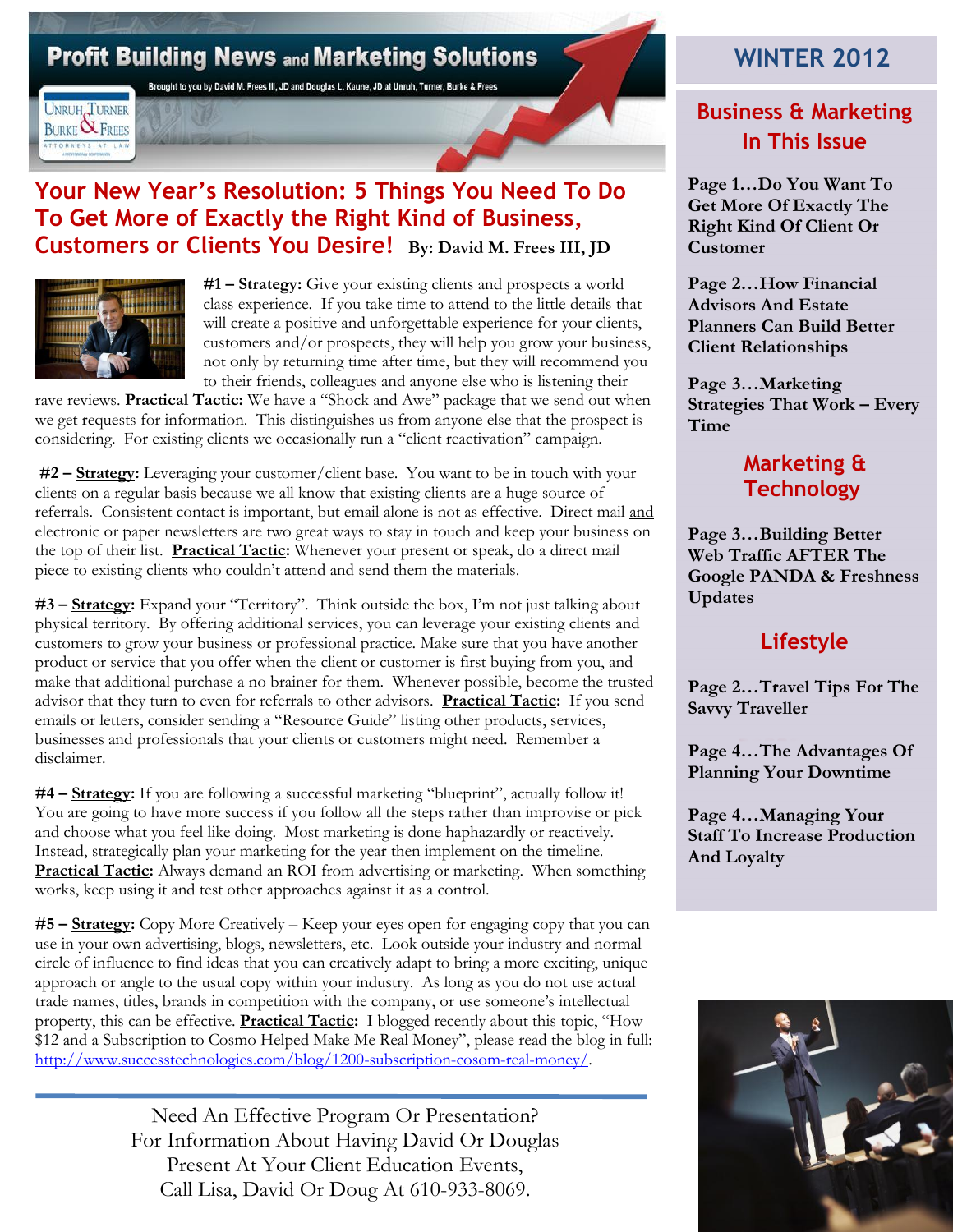# Profit Building News and Marketing Solutions

Brought to you by David M. Frees III, JD and Douglas L. Kaune, JD at Unruh, Turner, Burke & Frees

## WINTER 2012

## Your New Year's Resolution: 5 Things You Need To Do To Get More of Exactly the Right Kind of Business, Customers or Clients You Desire! By: David M. Frees III, JD

**#1 – Strategy:** Give your existing clients and prospects a world class experience. If you take time to attend to the little details that will create a positive and unforgettable experience for your clients, customers and/or prospects, they will help you grow your business, not only by returning time after time, but they will recommend you to their friends, colleagues and anyone else who is listening their rave reviews. **Practical Tactic:** We have a "Shock and Awe" package that we send out when we get requests for information. This distinguishes us from anyone else that the prospect is considering. For existing clients we occasionally run a "client reactivation" campaign.

**#2 – Strategy:** Leveraging your customer/client base. You want to be in touch with your clients on a regular basis because we all know that existing clients are a huge source of referrals. Consistent contact is important, but email alone is not as effective. Direct mail and electronic or paper newsletters are two great ways to stay in touch and keep your business on the top of their list. **Practical Tactic:** Whenever your present or speak, do a direct mail piece to existing clients who couldn't attend and send them the materials.

**#3 – Strategy:** Expand your "Territory". Think outside the box, I'm not just talking about physical territory. By offering additional services, you can leverage your existing clients and customers to grow your business or professional practice. Make sure that you have another product or service that you offer when the client or customer is first buying from you, and make that additional purchase a no brainer for them. Whenever possible, become the trusted advisor that they turn to even for referrals to other advisors. **Practical Tactic:** If you send emails or letters, consider sending a "Resource Guide" listing other products, services, businesses and professionals that your clients or customers might need. Remember a disclaimer.

**#4 – Strategy:** If you are following a successful marketing "blueprint", actually follow it! You are going to have more success if you follow all the steps rather than improvise or pick and choose what you feel like doing. Most marketing is done haphazardly or reactively. Instead, strategically plan your marketing for the year then implement on the timeline. **Practical Tactic:** Always demand an ROI from advertising or marketing. When something works, keep using it and test other approaches against it as a control.

**#5 – Strategy:** Copy More Creatively – Keep your eyes open for engaging copy that you can use in your own advertising, blogs, newsletters, etc. Look outside your industry and normal circle of influence to find ideas that you can creatively adapt to bring a more exciting, unique approach or angle to the usual copy within your industry. As long as you do not use actual trade names, titles, brands in competition with the company, or use someone's intellectual property, this can be effective. **Practical Tactic:** I blogged recently about this topic, "How $12 and a Subscription to Cosmo Helped Make Me Real Money", please read the blog in full: http://www.successtechnologies.com/blog/1200-subscription-cosom-real-money/.

---

Need An Effective Program Or Presentation?
For Information About Having David Or Douglas
Present At Your Client Education Events,
Call Lisa, David Or Doug At 610-933-8069.

---

## Business & Marketing In This Issue

**Page 1…Do You Want To Get More Of Exactly The Right Kind Of Client Or Customer**

**Page 2…How Financial Advisors And Estate Planners Can Build Better Client Relationships**

**Page 3…Marketing Strategies That Work – Every Time**

## Marketing & Technology

**Page 3…Building Better Web Traffic AFTER The Google PANDA & Freshness Updates**

## Lifestyle

**Page 2…Travel Tips For The Savvy Traveller**

**Page 4…The Advantages Of Planning Your Downtime**

**Page 4…Managing Your Staff To Increase Production And Loyalty**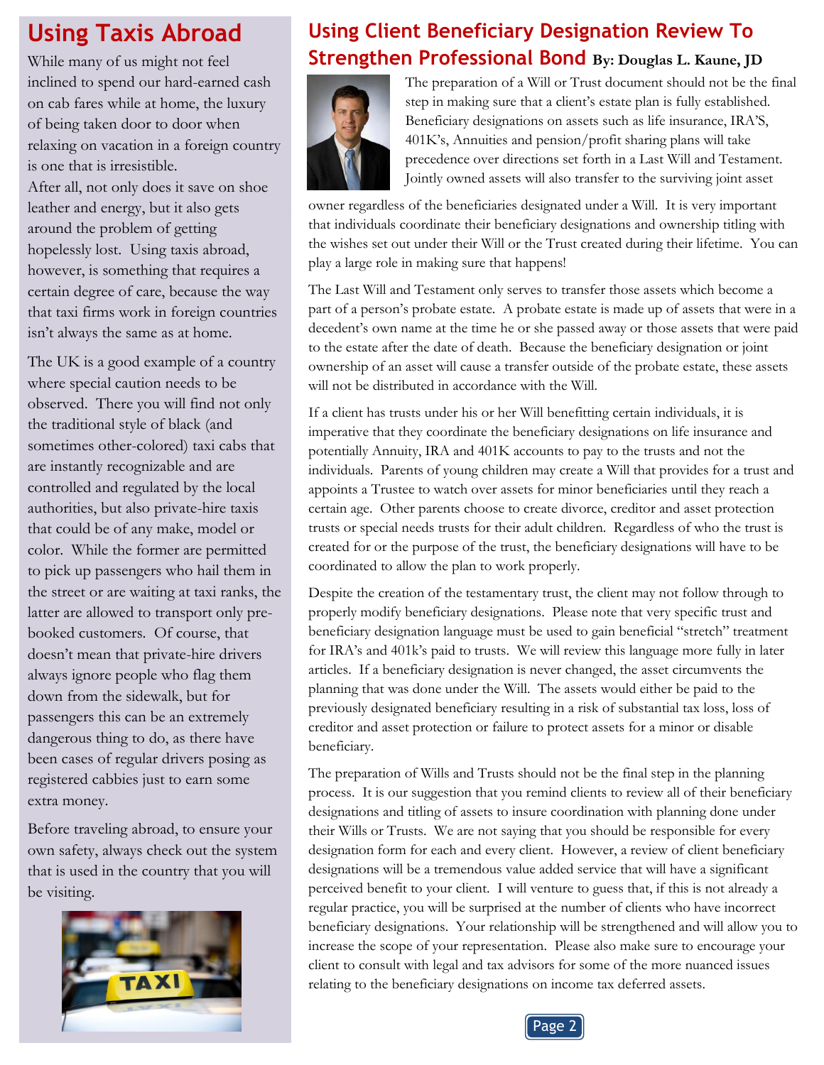## Using Taxis Abroad

While many of us might not feel inclined to spend our hard-earned cash on cab fares while at home, the luxury of being taken door to door when relaxing on vacation in a foreign country is one that is irresistible.

After all, not only does it save on shoe leather and energy, but it also gets around the problem of getting hopelessly lost. Using taxis abroad, however, is something that requires a certain degree of care, because the way that taxi firms work in foreign countries isn't always the same as at home.

The UK is a good example of a country where special caution needs to be observed. There you will find not only the traditional style of black (and sometimes other-colored) taxi cabs that are instantly recognizable and are controlled and regulated by the local authorities, but also private-hire taxis that could be of any make, model or color. While the former are permitted to pick up passengers who hail them in the street or are waiting at taxi ranks, the latter are allowed to transport only pre-booked customers. Of course, that doesn't mean that private-hire drivers always ignore people who flag them down from the sidewalk, but for passengers this can be an extremely dangerous thing to do, as there have been cases of regular drivers posing as registered cabbies just to earn some extra money.

Before traveling abroad, to ensure your own safety, always check out the system that is used in the country that you will be visiting.

## Using Client Beneficiary Designation Review To Strengthen Professional Bond **By: Douglas L. Kaune, JD**

The preparation of a Will or Trust document should not be the final step in making sure that a client's estate plan is fully established. Beneficiary designations on assets such as life insurance, IRA'S, 401K's, Annuities and pension/profit sharing plans will take precedence over directions set forth in a Last Will and Testament. Jointly owned assets will also transfer to the surviving joint asset owner regardless of the beneficiaries designated under a Will. It is very important that individuals coordinate their beneficiary designations and ownership titling with the wishes set out under their Will or the Trust created during their lifetime. You can play a large role in making sure that happens!

The Last Will and Testament only serves to transfer those assets which become a part of a person's probate estate. A probate estate is made up of assets that were in a decedent's own name at the time he or she passed away or those assets that were paid to the estate after the date of death. Because the beneficiary designation or joint ownership of an asset will cause a transfer outside of the probate estate, these assets will not be distributed in accordance with the Will.

If a client has trusts under his or her Will benefitting certain individuals, it is imperative that they coordinate the beneficiary designations on life insurance and potentially Annuity, IRA and 401K accounts to pay to the trusts and not the individuals. Parents of young children may create a Will that provides for a trust and appoints a Trustee to watch over assets for minor beneficiaries until they reach a certain age. Other parents choose to create divorce, creditor and asset protection trusts or special needs trusts for their adult children. Regardless of who the trust is created for or the purpose of the trust, the beneficiary designations will have to be coordinated to allow the plan to work properly.

Despite the creation of the testamentary trust, the client may not follow through to properly modify beneficiary designations. Please note that very specific trust and beneficiary designation language must be used to gain beneficial "stretch" treatment for IRA's and 401k's paid to trusts. We will review this language more fully in later articles. If a beneficiary designation is never changed, the asset circumvents the planning that was done under the Will. The assets would either be paid to the previously designated beneficiary resulting in a risk of substantial tax loss, loss of creditor and asset protection or failure to protect assets for a minor or disable beneficiary.

The preparation of Wills and Trusts should not be the final step in the planning process. It is our suggestion that you remind clients to review all of their beneficiary designations and titling of assets to insure coordination with planning done under their Wills or Trusts. We are not saying that you should be responsible for every designation form for each and every client. However, a review of client beneficiary designations will be a tremendous value added service that will have a significant perceived benefit to your client. I will venture to guess that, if this is not already a regular practice, you will be surprised at the number of clients who have incorrect beneficiary designations. Your relationship will be strengthened and will allow you to increase the scope of your representation. Please also make sure to encourage your client to consult with legal and tax advisors for some of the more nuanced issues relating to the beneficiary designations on income tax deferred assets.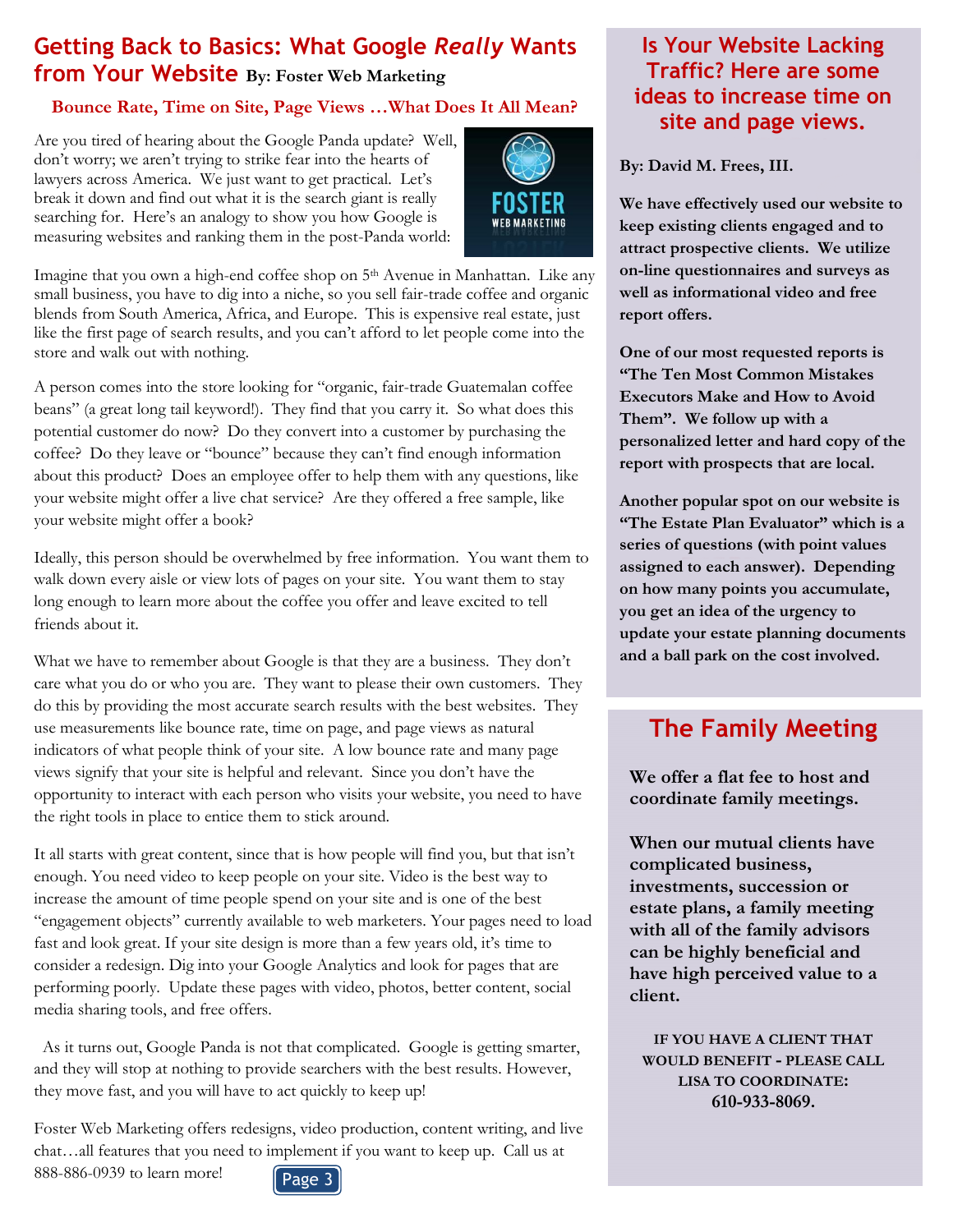## Getting Back to Basics: What Google *Really* Wants from Your Website By: Foster Web Marketing

### Bounce Rate, Time on Site, Page Views …What Does It All Mean?

Are you tired of hearing about the Google Panda update? Well, don't worry; we aren't trying to strike fear into the hearts of lawyers across America. We just want to get practical. Let's break it down and find out what it is the search giant is really searching for. Here's an analogy to show you how Google is measuring websites and ranking them in the post-Panda world:

Imagine that you own a high-end coffee shop on 5th Avenue in Manhattan. Like any small business, you have to dig into a niche, so you sell fair-trade coffee and organic blends from South America, Africa, and Europe. This is expensive real estate, just like the first page of search results, and you can't afford to let people come into the store and walk out with nothing.

A person comes into the store looking for "organic, fair-trade Guatemalan coffee beans" (a great long tail keyword!). They find that you carry it. So what does this potential customer do now? Do they convert into a customer by purchasing the coffee? Do they leave or "bounce" because they can't find enough information about this product? Does an employee offer to help them with any questions, like your website might offer a live chat service? Are they offered a free sample, like your website might offer a book?

Ideally, this person should be overwhelmed by free information. You want them to walk down every aisle or view lots of pages on your site. You want them to stay long enough to learn more about the coffee you offer and leave excited to tell friends about it.

What we have to remember about Google is that they are a business. They don't care what you do or who you are. They want to please their own customers. They do this by providing the most accurate search results with the best websites. They use measurements like bounce rate, time on page, and page views as natural indicators of what people think of your site. A low bounce rate and many page views signify that your site is helpful and relevant. Since you don't have the opportunity to interact with each person who visits your website, you need to have the right tools in place to entice them to stick around.

It all starts with great content, since that is how people will find you, but that isn't enough. You need video to keep people on your site. Video is the best way to increase the amount of time people spend on your site and is one of the best "engagement objects" currently available to web marketers. Your pages need to load fast and look great. If your site design is more than a few years old, it's time to consider a redesign. Dig into your Google Analytics and look for pages that are performing poorly. Update these pages with video, photos, better content, social media sharing tools, and free offers.

As it turns out, Google Panda is not that complicated. Google is getting smarter, and they will stop at nothing to provide searchers with the best results. However, they move fast, and you will have to act quickly to keep up!

Foster Web Marketing offers redesigns, video production, content writing, and live chat…all features that you need to implement if you want to keep up. Call us at 888-886-0939 to learn more!

## Is Your Website Lacking Traffic? Here are some ideas to increase time on site and page views.

**By: David M. Frees, III.**

**We have effectively used our website to keep existing clients engaged and to attract prospective clients. We utilize on-line questionnaires and surveys as well as informational video and free report offers.**

**One of our most requested reports is "The Ten Most Common Mistakes Executors Make and How to Avoid Them". We follow up with a personalized letter and hard copy of the report with prospects that are local.**

**Another popular spot on our website is "The Estate Plan Evaluator" which is a series of questions (with point values assigned to each answer). Depending on how many points you accumulate, you get an idea of the urgency to update your estate planning documents and a ball park on the cost involved.**

## The Family Meeting

**We offer a flat fee to host and coordinate family meetings.**

**When our mutual clients have complicated business, investments, succession or estate plans, a family meeting with all of the family advisors can be highly beneficial and have high perceived value to a client.**

**IF YOU HAVE A CLIENT THAT WOULD BENEFIT - PLEASE CALL LISA TO COORDINATE: 610-933-8069.**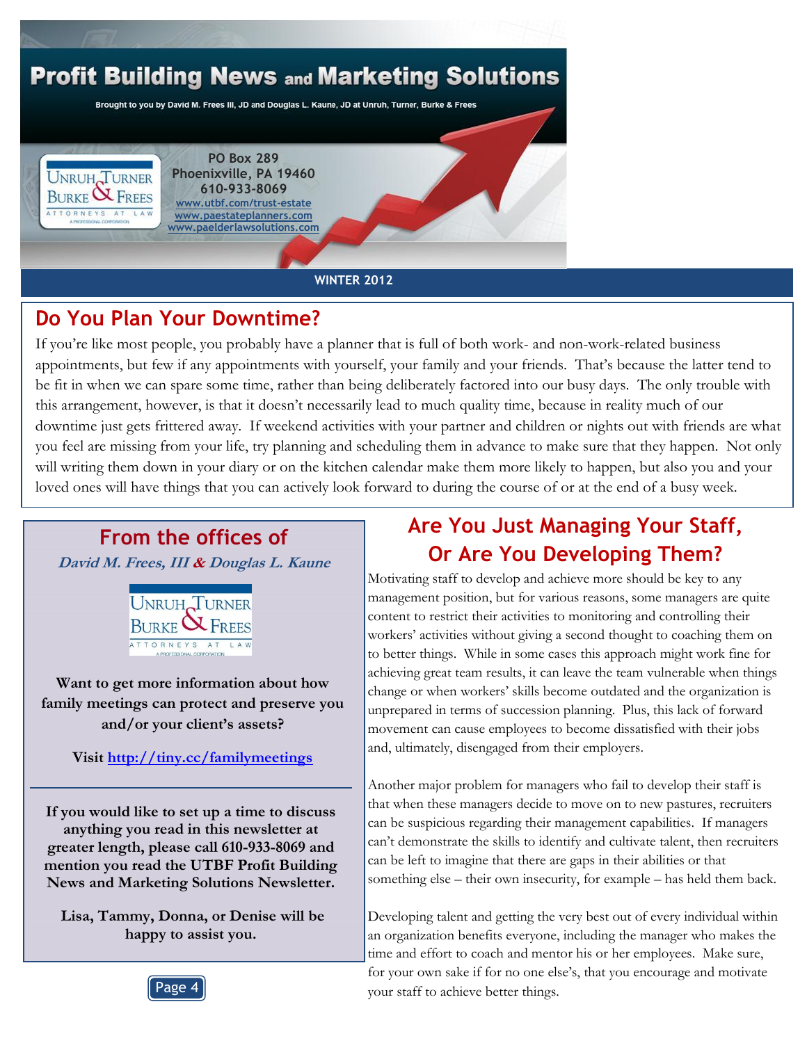# Profit Building News and Marketing Solutions

Brought to you by David M. Frees III, JD and Douglas L. Kaune, JD at Unruh, Turner, Burke & Frees

Unruh, Turner, Burke & Frees
ATTORNEYS AT LAW
A PROFESSIONAL CORPORATION

PO Box 289
Phoenixville, PA 19460
610-933-8069
www.utbf.com/trust-estate
www.paestateplanners.com
www.paelderlawsolutions.com

WINTER 2012

## Do You Plan Your Downtime?

If you're like most people, you probably have a planner that is full of both work- and non-work-related business appointments, but few if any appointments with yourself, your family and your friends. That's because the latter tend to be fit in when we can spare some time, rather than being deliberately factored into our busy days. The only trouble with this arrangement, however, is that it doesn't necessarily lead to much quality time, because in reality much of our downtime just gets frittered away. If weekend activities with your partner and children or nights out with friends are what you feel are missing from your life, try planning and scheduling them in advance to make sure that they happen. Not only will writing them down in your diary or on the kitchen calendar make them more likely to happen, but also you and your loved ones will have things that you can actively look forward to during the course of or at the end of a busy week.

## From the offices of

***David M. Frees, III & Douglas L. Kaune***

Unruh, Turner, Burke & Frees
ATTORNEYS AT LAW
A PROFESSIONAL CORPORATION

**Want to get more information about how family meetings can protect and preserve you and/or your client's assets?**

**Visit http://tiny.cc/familymeetings**

**If you would like to set up a time to discuss anything you read in this newsletter at greater length, please call 610-933-8069 and mention you read the UTBF Profit Building News and Marketing Solutions Newsletter.**

**Lisa, Tammy, Donna, or Denise will be happy to assist you.**

## Are You Just Managing Your Staff, Or Are You Developing Them?

Motivating staff to develop and achieve more should be key to any management position, but for various reasons, some managers are quite content to restrict their activities to monitoring and controlling their workers' activities without giving a second thought to coaching them on to better things. While in some cases this approach might work fine for achieving great team results, it can leave the team vulnerable when things change or when workers' skills become outdated and the organization is unprepared in terms of succession planning. Plus, this lack of forward movement can cause employees to become dissatisfied with their jobs and, ultimately, disengaged from their employers.

Another major problem for managers who fail to develop their staff is that when these managers decide to move on to new pastures, recruiters can be suspicious regarding their management capabilities. If managers can't demonstrate the skills to identify and cultivate talent, then recruiters can be left to imagine that there are gaps in their abilities or that something else – their own insecurity, for example – has held them back.

Developing talent and getting the very best out of every individual within an organization benefits everyone, including the manager who makes the time and effort to coach and mentor his or her employees. Make sure, for your own sake if for no one else's, that you encourage and motivate your staff to achieve better things.